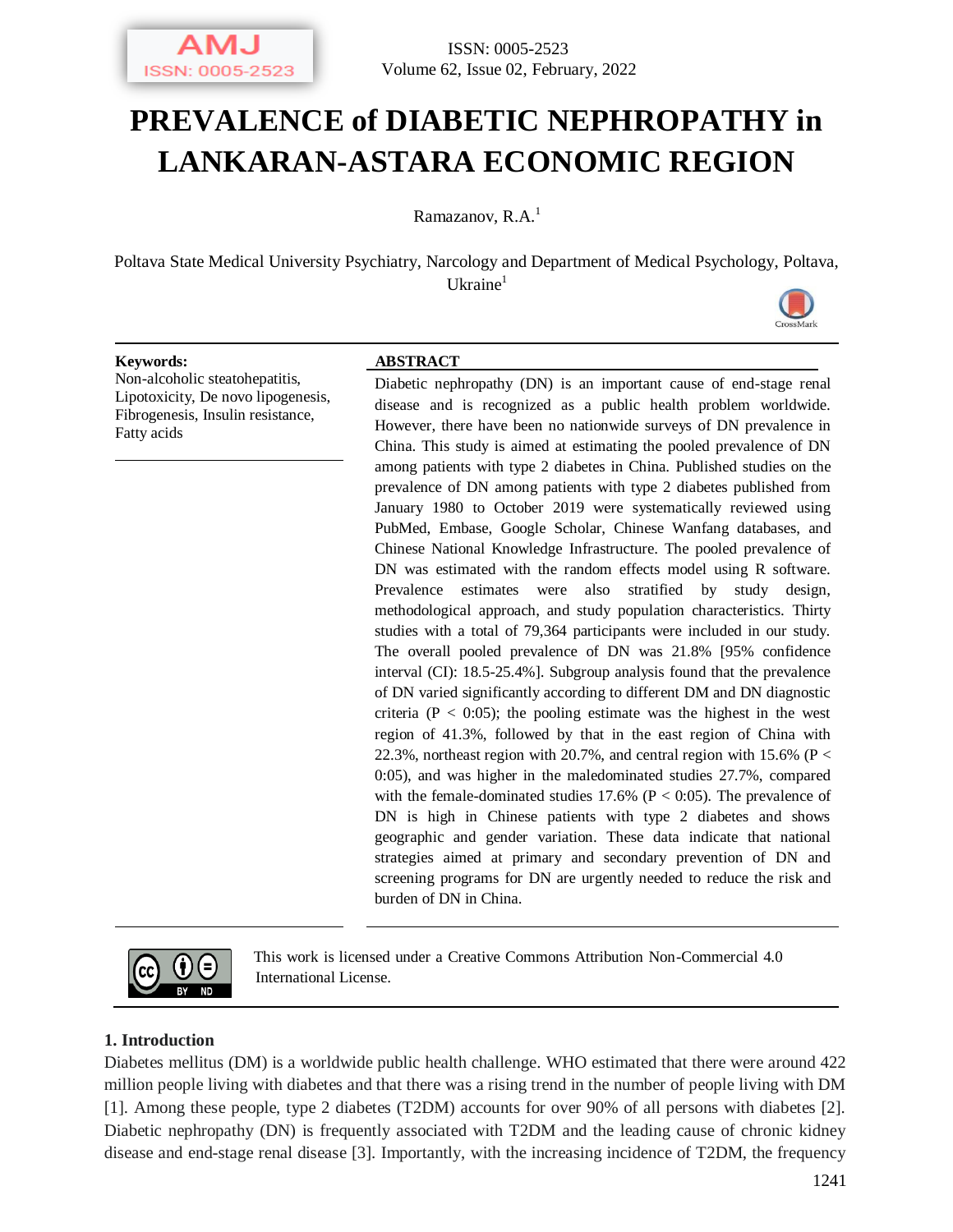# PREVALENCE of DIABETIC NEPHROPATHY in LANKARAN-ASTARA ECONOMIC REGION

Ramazanov, R.A.[1]

Poltava State Medical University Psychiatry, Narcology and Department of Medical Psychology, Poltava, Ukraine[1]

**Keywords:**
Non-alcoholic steatohepatitis, Lipotoxicity, De novo lipogenesis, Fibrogenesis, Insulin resistance, Fatty acids

## ABSTRACT

Diabetic nephropathy (DN) is an important cause of end-stage renal disease and is recognized as a public health problem worldwide. However, there have been no nationwide surveys of DN prevalence in China. This study is aimed at estimating the pooled prevalence of DN among patients with type 2 diabetes in China. Published studies on the prevalence of DN among patients with type 2 diabetes published from January 1980 to October 2019 were systematically reviewed using PubMed, Embase, Google Scholar, Chinese Wanfang databases, and Chinese National Knowledge Infrastructure. The pooled prevalence of DN was estimated with the random effects model using R software. Prevalence estimates were also stratified by study design, methodological approach, and study population characteristics. Thirty studies with a total of 79,364 participants were included in our study. The overall pooled prevalence of DN was 21.8% [95% confidence interval (CI): 18.5-25.4%]. Subgroup analysis found that the prevalence of DN varied significantly according to different DM and DN diagnostic criteria ($P < 0{:}05$); the pooling estimate was the highest in the west region of 41.3%, followed by that in the east region of China with 22.3%, northeast region with 20.7%, and central region with 15.6% ($P < 0{:}05$), and was higher in the maledominated studies 27.7%, compared with the female-dominated studies 17.6% ($P < 0{:}05$). The prevalence of DN is high in Chinese patients with type 2 diabetes and shows geographic and gender variation. These data indicate that national strategies aimed at primary and secondary prevention of DN and screening programs for DN are urgently needed to reduce the risk and burden of DN in China.

This work is licensed under a Creative Commons Attribution Non-Commercial 4.0 International License.

## 1. Introduction

Diabetes mellitus (DM) is a worldwide public health challenge. WHO estimated that there were around 422 million people living with diabetes and that there was a rising trend in the number of people living with DM [1]. Among these people, type 2 diabetes (T2DM) accounts for over 90% of all persons with diabetes [2]. Diabetic nephropathy (DN) is frequently associated with T2DM and the leading cause of chronic kidney disease and end-stage renal disease [3]. Importantly, with the increasing incidence of T2DM, the frequency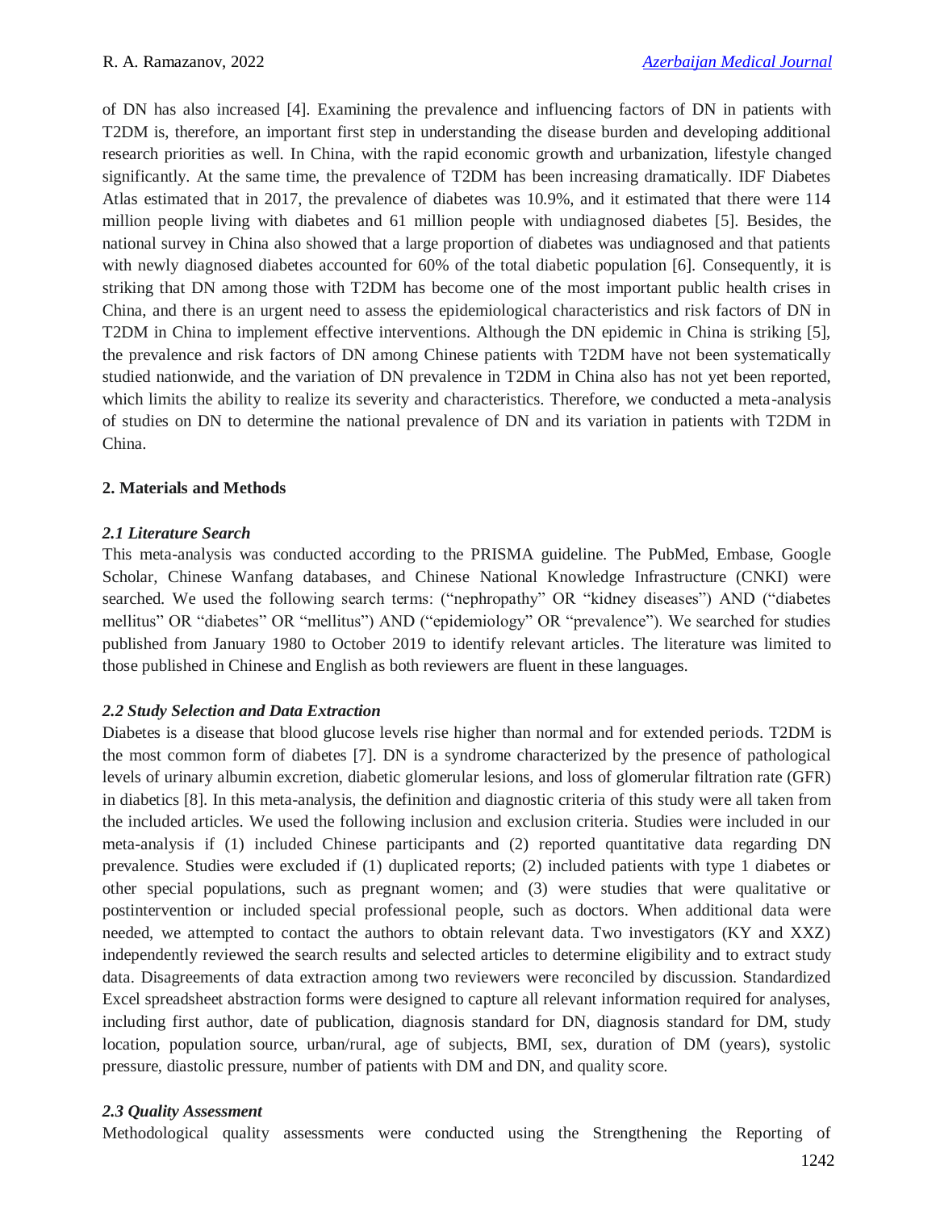of DN has also increased [4]. Examining the prevalence and influencing factors of DN in patients with T2DM is, therefore, an important first step in understanding the disease burden and developing additional research priorities as well. In China, with the rapid economic growth and urbanization, lifestyle changed significantly. At the same time, the prevalence of T2DM has been increasing dramatically. IDF Diabetes Atlas estimated that in 2017, the prevalence of diabetes was 10.9%, and it estimated that there were 114 million people living with diabetes and 61 million people with undiagnosed diabetes [5]. Besides, the national survey in China also showed that a large proportion of diabetes was undiagnosed and that patients with newly diagnosed diabetes accounted for 60% of the total diabetic population [6]. Consequently, it is striking that DN among those with T2DM has become one of the most important public health crises in China, and there is an urgent need to assess the epidemiological characteristics and risk factors of DN in T2DM in China to implement effective interventions. Although the DN epidemic in China is striking [5], the prevalence and risk factors of DN among Chinese patients with T2DM have not been systematically studied nationwide, and the variation of DN prevalence in T2DM in China also has not yet been reported, which limits the ability to realize its severity and characteristics. Therefore, we conducted a meta-analysis of studies on DN to determine the national prevalence of DN and its variation in patients with T2DM in China.

## 2. Materials and Methods

### *2.1 Literature Search*

This meta-analysis was conducted according to the PRISMA guideline. The PubMed, Embase, Google Scholar, Chinese Wanfang databases, and Chinese National Knowledge Infrastructure (CNKI) were searched. We used the following search terms: ("nephropathy" OR "kidney diseases") AND ("diabetes mellitus" OR "diabetes" OR "mellitus") AND ("epidemiology" OR "prevalence"). We searched for studies published from January 1980 to October 2019 to identify relevant articles. The literature was limited to those published in Chinese and English as both reviewers are fluent in these languages.

### *2.2 Study Selection and Data Extraction*

Diabetes is a disease that blood glucose levels rise higher than normal and for extended periods. T2DM is the most common form of diabetes [7]. DN is a syndrome characterized by the presence of pathological levels of urinary albumin excretion, diabetic glomerular lesions, and loss of glomerular filtration rate (GFR) in diabetics [8]. In this meta-analysis, the definition and diagnostic criteria of this study were all taken from the included articles. We used the following inclusion and exclusion criteria. Studies were included in our meta-analysis if (1) included Chinese participants and (2) reported quantitative data regarding DN prevalence. Studies were excluded if (1) duplicated reports; (2) included patients with type 1 diabetes or other special populations, such as pregnant women; and (3) were studies that were qualitative or postintervention or included special professional people, such as doctors. When additional data were needed, we attempted to contact the authors to obtain relevant data. Two investigators (KY and XXZ) independently reviewed the search results and selected articles to determine eligibility and to extract study data. Disagreements of data extraction among two reviewers were reconciled by discussion. Standardized Excel spreadsheet abstraction forms were designed to capture all relevant information required for analyses, including first author, date of publication, diagnosis standard for DN, diagnosis standard for DM, study location, population source, urban/rural, age of subjects, BMI, sex, duration of DM (years), systolic pressure, diastolic pressure, number of patients with DM and DN, and quality score.

### *2.3 Quality Assessment*

Methodological quality assessments were conducted using the Strengthening the Reporting of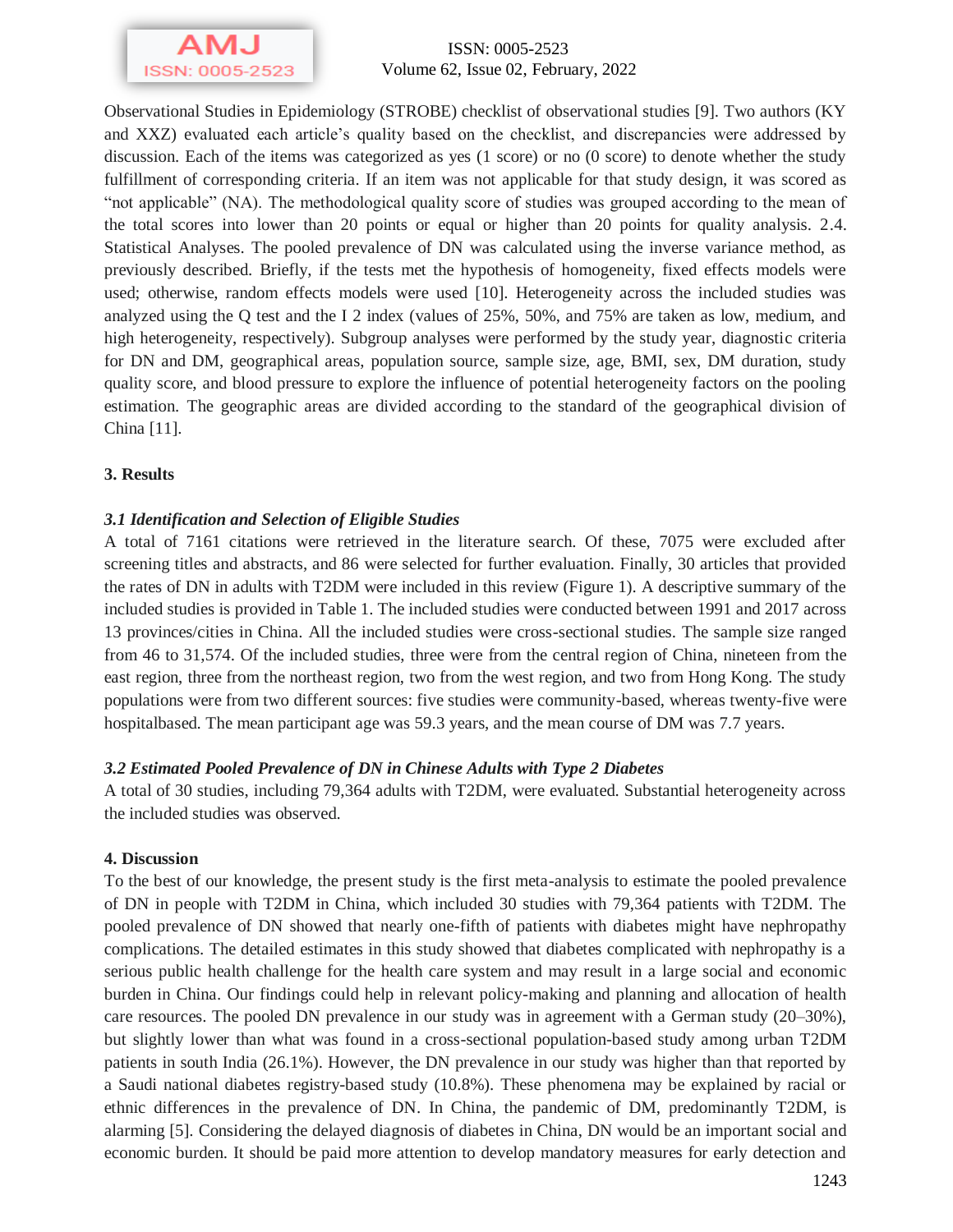Observational Studies in Epidemiology (STROBE) checklist of observational studies [9]. Two authors (KY and XXZ) evaluated each article's quality based on the checklist, and discrepancies were addressed by discussion. Each of the items was categorized as yes (1 score) or no (0 score) to denote whether the study fulfillment of corresponding criteria. If an item was not applicable for that study design, it was scored as "not applicable" (NA). The methodological quality score of studies was grouped according to the mean of the total scores into lower than 20 points or equal or higher than 20 points for quality analysis. 2.4. Statistical Analyses. The pooled prevalence of DN was calculated using the inverse variance method, as previously described. Briefly, if the tests met the hypothesis of homogeneity, fixed effects models were used; otherwise, random effects models were used [10]. Heterogeneity across the included studies was analyzed using the Q test and the $I^2$ index (values of 25%, 50%, and 75% are taken as low, medium, and high heterogeneity, respectively). Subgroup analyses were performed by the study year, diagnostic criteria for DN and DM, geographical areas, population source, sample size, age, BMI, sex, DM duration, study quality score, and blood pressure to explore the influence of potential heterogeneity factors on the pooling estimation. The geographic areas are divided according to the standard of the geographical division of China [11].

## 3. Results

### *3.1 Identification and Selection of Eligible Studies*

A total of 7161 citations were retrieved in the literature search. Of these, 7075 were excluded after screening titles and abstracts, and 86 were selected for further evaluation. Finally, 30 articles that provided the rates of DN in adults with T2DM were included in this review (Figure 1). A descriptive summary of the included studies is provided in Table 1. The included studies were conducted between 1991 and 2017 across 13 provinces/cities in China. All the included studies were cross-sectional studies. The sample size ranged from 46 to 31,574. Of the included studies, three were from the central region of China, nineteen from the east region, three from the northeast region, two from the west region, and two from Hong Kong. The study populations were from two different sources: five studies were community-based, whereas twenty-five were hospitalbased. The mean participant age was 59.3 years, and the mean course of DM was 7.7 years.

### *3.2 Estimated Pooled Prevalence of DN in Chinese Adults with Type 2 Diabetes*

A total of 30 studies, including 79,364 adults with T2DM, were evaluated. Substantial heterogeneity across the included studies was observed.

## 4. Discussion

To the best of our knowledge, the present study is the first meta-analysis to estimate the pooled prevalence of DN in people with T2DM in China, which included 30 studies with 79,364 patients with T2DM. The pooled prevalence of DN showed that nearly one-fifth of patients with diabetes might have nephropathy complications. The detailed estimates in this study showed that diabetes complicated with nephropathy is a serious public health challenge for the health care system and may result in a large social and economic burden in China. Our findings could help in relevant policy-making and planning and allocation of health care resources. The pooled DN prevalence in our study was in agreement with a German study (20–30%), but slightly lower than what was found in a cross-sectional population-based study among urban T2DM patients in south India (26.1%). However, the DN prevalence in our study was higher than that reported by a Saudi national diabetes registry-based study (10.8%). These phenomena may be explained by racial or ethnic differences in the prevalence of DN. In China, the pandemic of DM, predominantly T2DM, is alarming [5]. Considering the delayed diagnosis of diabetes in China, DN would be an important social and economic burden. It should be paid more attention to develop mandatory measures for early detection and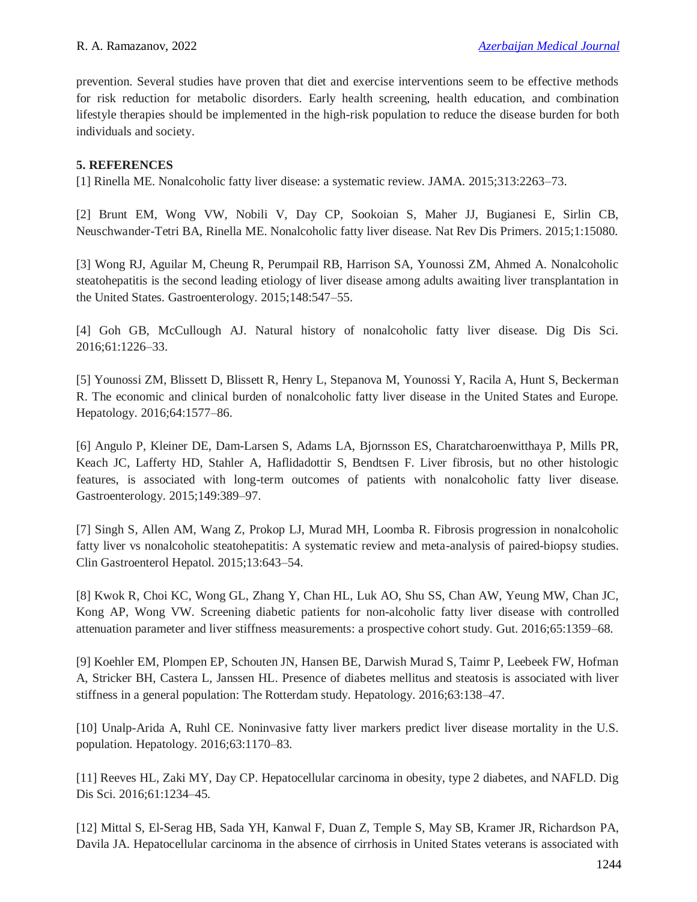prevention. Several studies have proven that diet and exercise interventions seem to be effective methods for risk reduction for metabolic disorders. Early health screening, health education, and combination lifestyle therapies should be implemented in the high-risk population to reduce the disease burden for both individuals and society.

**5. REFERENCES**

[1] Rinella ME. Nonalcoholic fatty liver disease: a systematic review. JAMA. 2015;313:2263–73.

[2] Brunt EM, Wong VW, Nobili V, Day CP, Sookoian S, Maher JJ, Bugianesi E, Sirlin CB, Neuschwander-Tetri BA, Rinella ME. Nonalcoholic fatty liver disease. Nat Rev Dis Primers. 2015;1:15080.

[3] Wong RJ, Aguilar M, Cheung R, Perumpail RB, Harrison SA, Younossi ZM, Ahmed A. Nonalcoholic steatohepatitis is the second leading etiology of liver disease among adults awaiting liver transplantation in the United States. Gastroenterology. 2015;148:547–55.

[4] Goh GB, McCullough AJ. Natural history of nonalcoholic fatty liver disease. Dig Dis Sci. 2016;61:1226–33.

[5] Younossi ZM, Blissett D, Blissett R, Henry L, Stepanova M, Younossi Y, Racila A, Hunt S, Beckerman R. The economic and clinical burden of nonalcoholic fatty liver disease in the United States and Europe. Hepatology. 2016;64:1577–86.

[6] Angulo P, Kleiner DE, Dam-Larsen S, Adams LA, Bjornsson ES, Charatcharoenwitthaya P, Mills PR, Keach JC, Lafferty HD, Stahler A, Haflidadottir S, Bendtsen F. Liver fibrosis, but no other histologic features, is associated with long-term outcomes of patients with nonalcoholic fatty liver disease. Gastroenterology. 2015;149:389–97.

[7] Singh S, Allen AM, Wang Z, Prokop LJ, Murad MH, Loomba R. Fibrosis progression in nonalcoholic fatty liver vs nonalcoholic steatohepatitis: A systematic review and meta-analysis of paired-biopsy studies. Clin Gastroenterol Hepatol. 2015;13:643–54.

[8] Kwok R, Choi KC, Wong GL, Zhang Y, Chan HL, Luk AO, Shu SS, Chan AW, Yeung MW, Chan JC, Kong AP, Wong VW. Screening diabetic patients for non-alcoholic fatty liver disease with controlled attenuation parameter and liver stiffness measurements: a prospective cohort study. Gut. 2016;65:1359–68.

[9] Koehler EM, Plompen EP, Schouten JN, Hansen BE, Darwish Murad S, Taimr P, Leebeek FW, Hofman A, Stricker BH, Castera L, Janssen HL. Presence of diabetes mellitus and steatosis is associated with liver stiffness in a general population: The Rotterdam study. Hepatology. 2016;63:138–47.

[10] Unalp-Arida A, Ruhl CE. Noninvasive fatty liver markers predict liver disease mortality in the U.S. population. Hepatology. 2016;63:1170–83.

[11] Reeves HL, Zaki MY, Day CP. Hepatocellular carcinoma in obesity, type 2 diabetes, and NAFLD. Dig Dis Sci. 2016;61:1234–45.

[12] Mittal S, El-Serag HB, Sada YH, Kanwal F, Duan Z, Temple S, May SB, Kramer JR, Richardson PA, Davila JA. Hepatocellular carcinoma in the absence of cirrhosis in United States veterans is associated with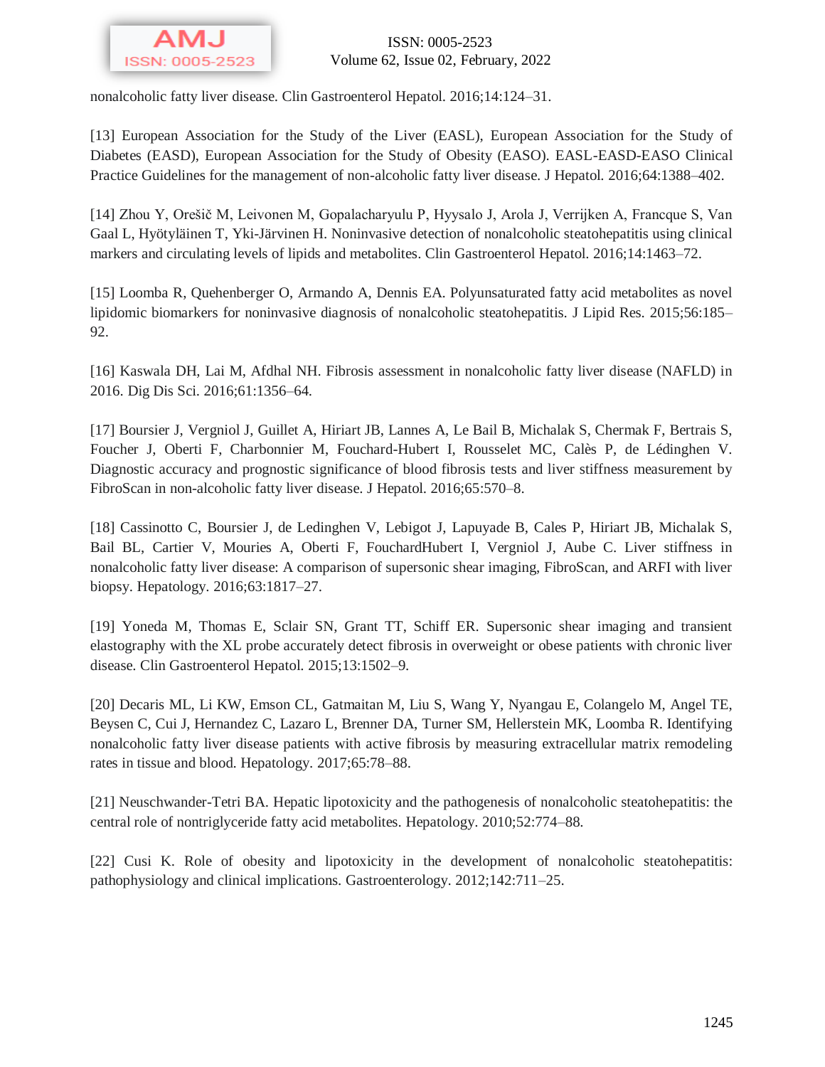nonalcoholic fatty liver disease. Clin Gastroenterol Hepatol. 2016;14:124–31.

[13] European Association for the Study of the Liver (EASL), European Association for the Study of Diabetes (EASD), European Association for the Study of Obesity (EASO). EASL-EASD-EASO Clinical Practice Guidelines for the management of non-alcoholic fatty liver disease. J Hepatol. 2016;64:1388–402.

[14] Zhou Y, Orešič M, Leivonen M, Gopalacharyulu P, Hyysalo J, Arola J, Verrijken A, Francque S, Van Gaal L, Hyötyläinen T, Yki-Järvinen H. Noninvasive detection of nonalcoholic steatohepatitis using clinical markers and circulating levels of lipids and metabolites. Clin Gastroenterol Hepatol. 2016;14:1463–72.

[15] Loomba R, Quehenberger O, Armando A, Dennis EA. Polyunsaturated fatty acid metabolites as novel lipidomic biomarkers for noninvasive diagnosis of nonalcoholic steatohepatitis. J Lipid Res. 2015;56:185–92.

[16] Kaswala DH, Lai M, Afdhal NH. Fibrosis assessment in nonalcoholic fatty liver disease (NAFLD) in 2016. Dig Dis Sci. 2016;61:1356–64.

[17] Boursier J, Vergniol J, Guillet A, Hiriart JB, Lannes A, Le Bail B, Michalak S, Chermak F, Bertrais S, Foucher J, Oberti F, Charbonnier M, Fouchard-Hubert I, Rousselet MC, Calès P, de Lédinghen V. Diagnostic accuracy and prognostic significance of blood fibrosis tests and liver stiffness measurement by FibroScan in non-alcoholic fatty liver disease. J Hepatol. 2016;65:570–8.

[18] Cassinotto C, Boursier J, de Ledinghen V, Lebigot J, Lapuyade B, Cales P, Hiriart JB, Michalak S, Bail BL, Cartier V, Mouries A, Oberti F, FouchardHubert I, Vergniol J, Aube C. Liver stiffness in nonalcoholic fatty liver disease: A comparison of supersonic shear imaging, FibroScan, and ARFI with liver biopsy. Hepatology. 2016;63:1817–27.

[19] Yoneda M, Thomas E, Sclair SN, Grant TT, Schiff ER. Supersonic shear imaging and transient elastography with the XL probe accurately detect fibrosis in overweight or obese patients with chronic liver disease. Clin Gastroenterol Hepatol. 2015;13:1502–9.

[20] Decaris ML, Li KW, Emson CL, Gatmaitan M, Liu S, Wang Y, Nyangau E, Colangelo M, Angel TE, Beysen C, Cui J, Hernandez C, Lazaro L, Brenner DA, Turner SM, Hellerstein MK, Loomba R. Identifying nonalcoholic fatty liver disease patients with active fibrosis by measuring extracellular matrix remodeling rates in tissue and blood. Hepatology. 2017;65:78–88.

[21] Neuschwander-Tetri BA. Hepatic lipotoxicity and the pathogenesis of nonalcoholic steatohepatitis: the central role of nontriglyceride fatty acid metabolites. Hepatology. 2010;52:774–88.

[22] Cusi K. Role of obesity and lipotoxicity in the development of nonalcoholic steatohepatitis: pathophysiology and clinical implications. Gastroenterology. 2012;142:711–25.